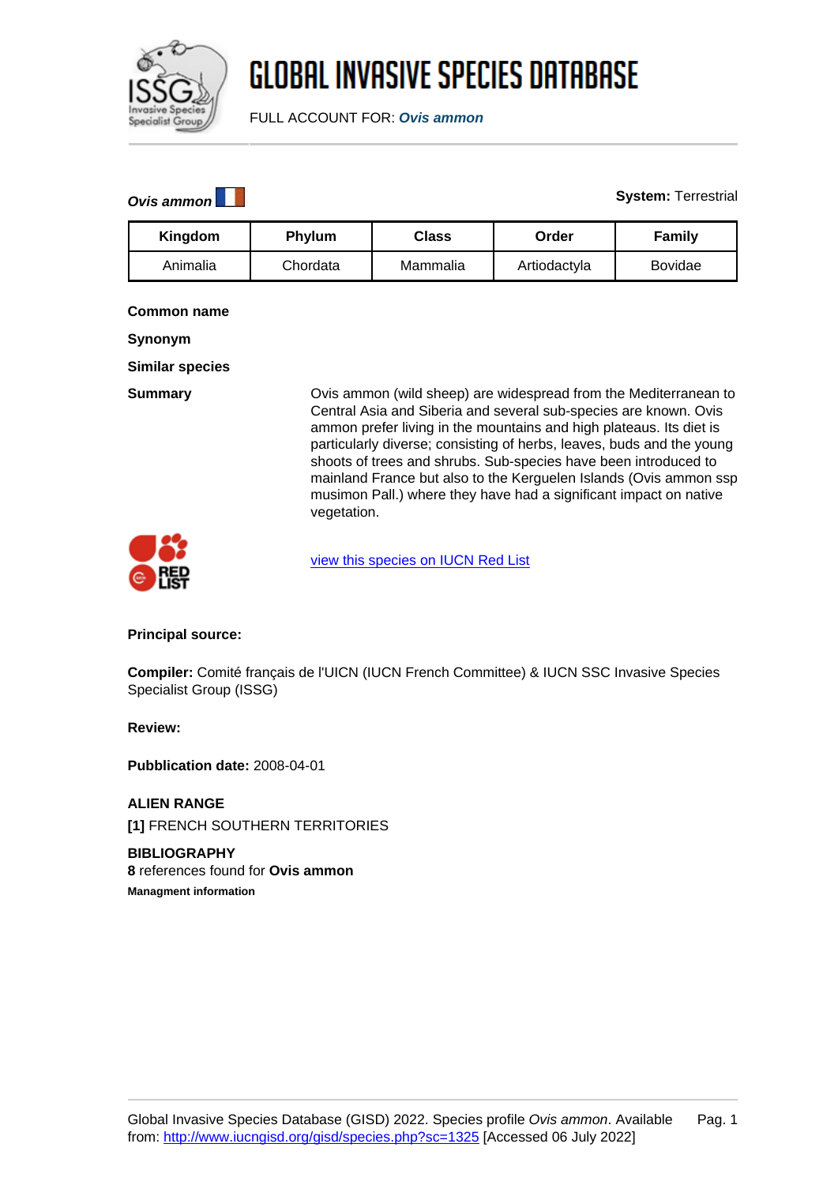# GLOBAL INVASIVE SPECIES DATABASE

FULL ACCOUNT FOR: ***Ovis ammon***

***Ovis ammon***

**System:** Terrestrial

| Kingdom | Phylum | Class | Order | Family |
|---|---|---|---|---|
| Animalia | Chordata | Mammalia | Artiodactyla | Bovidae |

**Common name**

**Synonym**

**Similar species**

**Summary**

Ovis ammon (wild sheep) are widespread from the Mediterranean to Central Asia and Siberia and several sub-species are known. Ovis ammon prefer living in the mountains and high plateaus. Its diet is particularly diverse; consisting of herbs, leaves, buds and the young shoots of trees and shrubs. Sub-species have been introduced to mainland France but also to the Kerguelen Islands (Ovis ammon ssp musimon Pall.) where they have had a significant impact on native vegetation.

view this species on IUCN Red List

**Principal source:**

**Compiler:** Comité français de l'UICN (IUCN French Committee) & IUCN SSC Invasive Species Specialist Group (ISSG)

**Review:**

**Pubblication date:** 2008-04-01

**ALIEN RANGE**

**[1]** FRENCH SOUTHERN TERRITORIES

**BIBLIOGRAPHY**

**8** references found for **Ovis ammon**

**Managment information**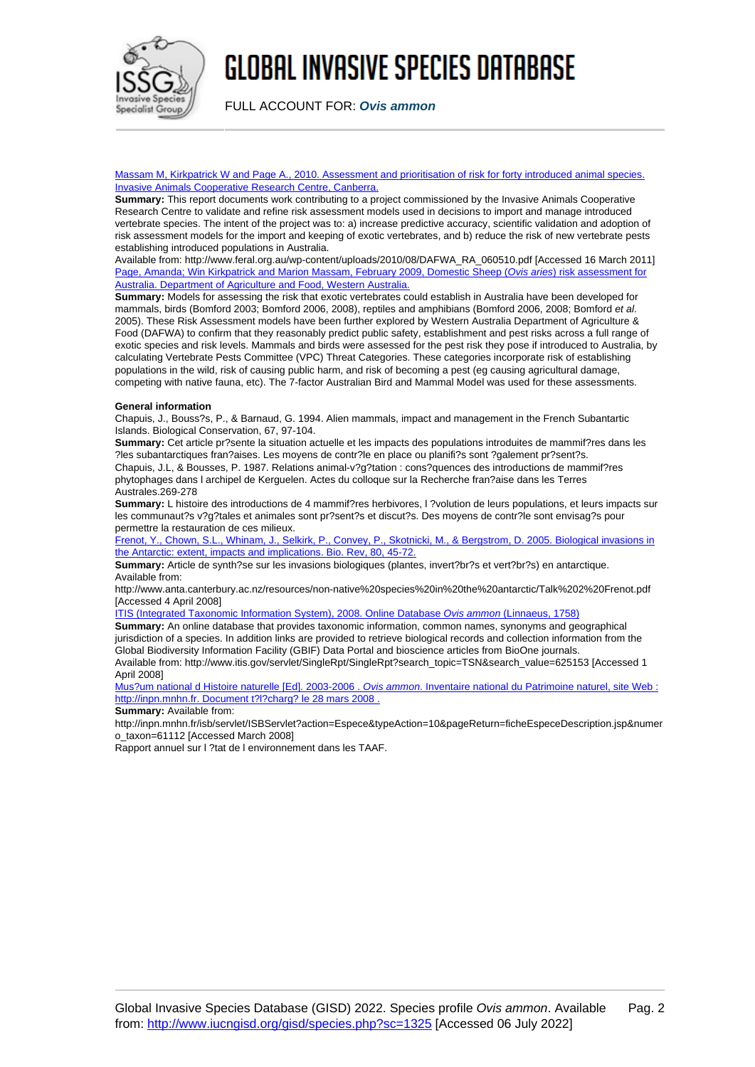Massam M, Kirkpatrick W and Page A., 2010. Assessment and prioritisation of risk for forty introduced animal species. Invasive Animals Cooperative Research Centre, Canberra.

**Summary:** This report documents work contributing to a project commissioned by the Invasive Animals Cooperative Research Centre to validate and refine risk assessment models used in decisions to import and manage introduced vertebrate species. The intent of the project was to: a) increase predictive accuracy, scientific validation and adoption of risk assessment models for the import and keeping of exotic vertebrates, and b) reduce the risk of new vertebrate pests establishing introduced populations in Australia.

Available from: http://www.feral.org.au/wp-content/uploads/2010/08/DAFWA_RA_060510.pdf [Accessed 16 March 2011]

Page, Amanda; Win Kirkpatrick and Marion Massam, February 2009, Domestic Sheep (*Ovis aries*) risk assessment for Australia. Department of Agriculture and Food, Western Australia.

**Summary:** Models for assessing the risk that exotic vertebrates could establish in Australia have been developed for mammals, birds (Bomford 2003; Bomford 2006, 2008), reptiles and amphibians (Bomford 2006, 2008; Bomford *et al.* 2005). These Risk Assessment models have been further explored by Western Australia Department of Agriculture & Food (DAFWA) to confirm that they reasonably predict public safety, establishment and pest risks across a full range of exotic species and risk levels. Mammals and birds were assessed for the pest risk they pose if introduced to Australia, by calculating Vertebrate Pests Committee (VPC) Threat Categories. These categories incorporate risk of establishing populations in the wild, risk of causing public harm, and risk of becoming a pest (eg causing agricultural damage, competing with native fauna, etc). The 7-factor Australian Bird and Mammal Model was used for these assessments.

**General information**

Chapuis, J., Bouss?s, P., & Barnaud, G. 1994. Alien mammals, impact and management in the French Subantartic Islands. Biological Conservation, 67, 97-104.

**Summary:** Cet article pr?sente la situation actuelle et les impacts des populations introduites de mammif?res dans les ?les subantarctiques fran?aises. Les moyens de contr?le en place ou planifi?s sont ?galement pr?sent?s.

Chapuis, J.L, & Bousses, P. 1987. Relations animal-v?g?tation : cons?quences des introductions de mammif?res phytophages dans l archipel de Kerguelen. Actes du colloque sur la Recherche fran?aise dans les Terres Australes.269-278

**Summary:** L histoire des introductions de 4 mammif?res herbivores, l ?volution de leurs populations, et leurs impacts sur les communaut?s v?g?tales et animales sont pr?sent?s et discut?s. Des moyens de contr?le sont envisag?s pour permettre la restauration de ces milieux.

Frenot, Y., Chown, S.L., Whinam, J., Selkirk, P., Convey, P., Skotnicki, M., & Bergstrom, D. 2005. Biological invasions in the Antarctic: extent, impacts and implications. Bio. Rev, 80, 45-72.

**Summary:** Article de synth?se sur les invasions biologiques (plantes, invert?br?s et vert?br?s) en antarctique. Available from:

http://www.anta.canterbury.ac.nz/resources/non-native%20species%20in%20the%20antarctic/Talk%202%20Frenot.pdf [Accessed 4 April 2008]

ITIS (Integrated Taxonomic Information System), 2008. Online Database *Ovis ammon* (Linnaeus, 1758)

**Summary:** An online database that provides taxonomic information, common names, synonyms and geographical jurisdiction of a species. In addition links are provided to retrieve biological records and collection information from the Global Biodiversity Information Facility (GBIF) Data Portal and bioscience articles from BioOne journals.

Available from: http://www.itis.gov/servlet/SingleRpt/SingleRpt?search_topic=TSN&search_value=625153 [Accessed 1 April 2008]

Mus?um national d Histoire naturelle [Ed]. 2003-2006 . *Ovis ammon*. Inventaire national du Patrimoine naturel, site Web : http://inpn.mnhn.fr. Document t?l?charg? le 28 mars 2008 .

**Summary:** Available from:

http://inpn.mnhn.fr/isb/servlet/ISBServlet?action=Espece&typeAction=10&pageReturn=ficheEspeceDescription.jsp&numero_taxon=61112 [Accessed March 2008]

Rapport annuel sur l ?tat de l environnement dans les TAAF.